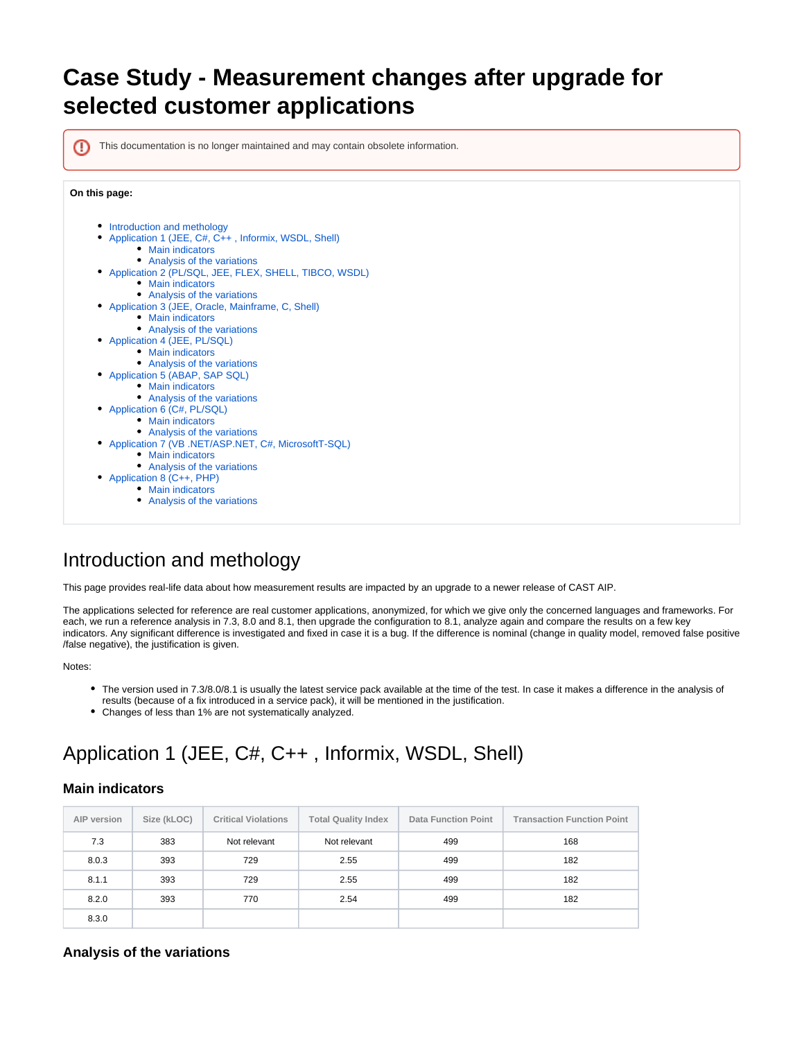# Case Study - Measurement changes after upgrade for selected customer applications

This documentation is no longer maintained and may contain obsolete information.

**On this page:**

- Introduction and methology
- Application 1 (JEE, C#, C++ , Informix, WSDL, Shell)
  - Main indicators
  - Analysis of the variations
- Application 2 (PL/SQL, JEE, FLEX, SHELL, TIBCO, WSDL)
  - Main indicators
  - Analysis of the variations
- Application 3 (JEE, Oracle, Mainframe, C, Shell)
  - Main indicators
  - Analysis of the variations
- Application 4 (JEE, PL/SQL)
  - Main indicators
  - Analysis of the variations
- Application 5 (ABAP, SAP SQL)
  - Main indicators
  - Analysis of the variations
- Application 6 (C#, PL/SQL)
  - Main indicators
  - Analysis of the variations
- Application 7 (VB .NET/ASP.NET, C#, MicrosoftT-SQL)
  - Main indicators
  - Analysis of the variations
- Application 8 (C++, PHP)
  - Main indicators
  - Analysis of the variations

## Introduction and methology

This page provides real-life data about how measurement results are impacted by an upgrade to a newer release of CAST AIP.

The applications selected for reference are real customer applications, anonymized, for which we give only the concerned languages and frameworks. For each, we run a reference analysis in 7.3, 8.0 and 8.1, then upgrade the configuration to 8.1, analyze again and compare the results on a few key indicators. Any significant difference is investigated and fixed in case it is a bug. If the difference is nominal (change in quality model, removed false positive /false negative), the justification is given.

Notes:

- The version used in 7.3/8.0/8.1 is usually the latest service pack available at the time of the test. In case it makes a difference in the analysis of results (because of a fix introduced in a service pack), it will be mentioned in the justification.
- Changes of less than 1% are not systematically analyzed.

## Application 1 (JEE, C#, C++ , Informix, WSDL, Shell)

### Main indicators

| AIP version | Size (kLOC) | Critical Violations | Total Quality Index | Data Function Point | Transaction Function Point |
|---|---|---|---|---|---|
| 7.3 | 383 | Not relevant | Not relevant | 499 | 168 |
| 8.0.3 | 393 | 729 | 2.55 | 499 | 182 |
| 8.1.1 | 393 | 729 | 2.55 | 499 | 182 |
| 8.2.0 | 393 | 770 | 2.54 | 499 | 182 |
| 8.3.0 | | | | | |

### Analysis of the variations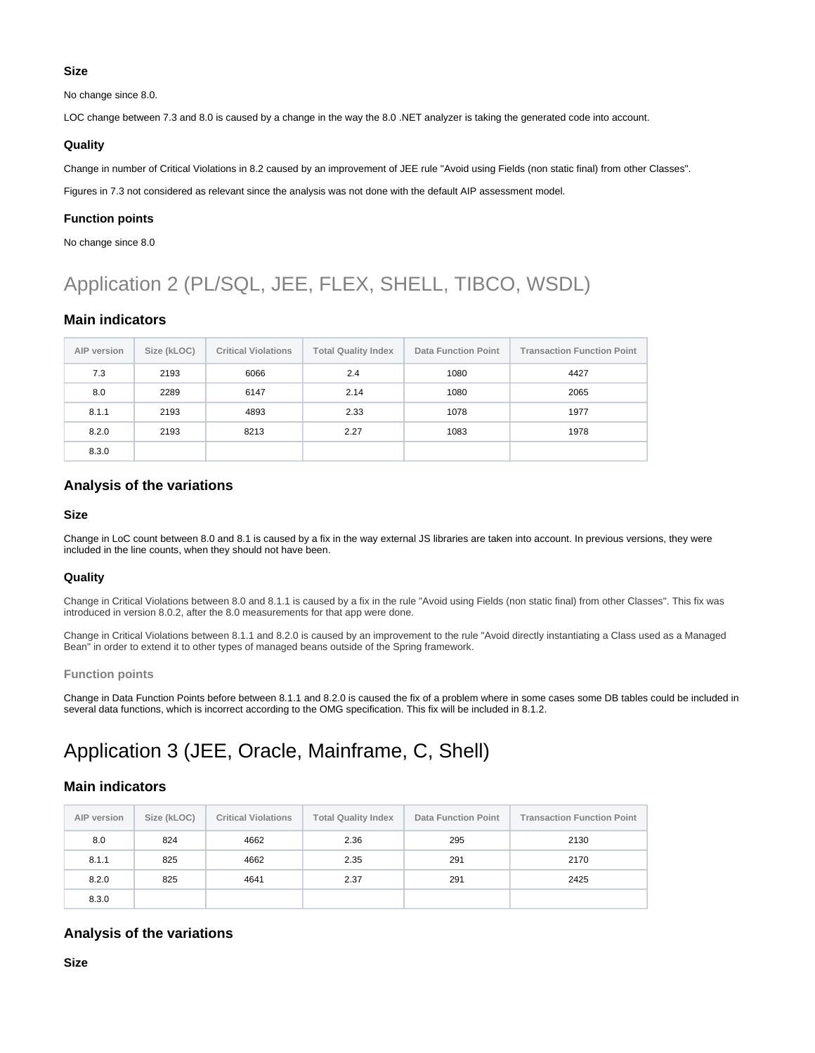#### Size

No change since 8.0.

LOC change between 7.3 and 8.0 is caused by a change in the way the 8.0 .NET analyzer is taking the generated code into account.

#### Quality

Change in number of Critical Violations in 8.2 caused by an improvement of JEE rule "Avoid using Fields (non static final) from other Classes".

Figures in 7.3 not considered as relevant since the analysis was not done with the default AIP assessment model.

#### Function points

No change since 8.0

## Application 2 (PL/SQL, JEE, FLEX, SHELL, TIBCO, WSDL)

### Main indicators

| AIP version | Size (kLOC) | Critical Violations | Total Quality Index | Data Function Point | Transaction Function Point |
|---|---|---|---|---|---|
| 7.3 | 2193 | 6066 | 2.4 | 1080 | 4427 |
| 8.0 | 2289 | 6147 | 2.14 | 1080 | 2065 |
| 8.1.1 | 2193 | 4893 | 2.33 | 1078 | 1977 |
| 8.2.0 | 2193 | 8213 | 2.27 | 1083 | 1978 |
| 8.3.0 | | | | | |

### Analysis of the variations

#### Size

Change in LoC count between 8.0 and 8.1 is caused by a fix in the way external JS libraries are taken into account. In previous versions, they were included in the line counts, when they should not have been.

#### Quality

Change in Critical Violations between 8.0 and 8.1.1 is caused by a fix in the rule "Avoid using Fields (non static final) from other Classes". This fix was introduced in version 8.0.2, after the 8.0 measurements for that app were done.

Change in Critical Violations between 8.1.1 and 8.2.0 is caused by an improvement to the rule "Avoid directly instantiating a Class used as a Managed Bean" in order to extend it to other types of managed beans outside of the Spring framework.

#### Function points

Change in Data Function Points before between 8.1.1 and 8.2.0 is caused the fix of a problem where in some cases some DB tables could be included in several data functions, which is incorrect according to the OMG specification. This fix will be included in 8.1.2.

## Application 3 (JEE, Oracle, Mainframe, C, Shell)

### Main indicators

| AIP version | Size (kLOC) | Critical Violations | Total Quality Index | Data Function Point | Transaction Function Point |
|---|---|---|---|---|---|
| 8.0 | 824 | 4662 | 2.36 | 295 | 2130 |
| 8.1.1 | 825 | 4662 | 2.35 | 291 | 2170 |
| 8.2.0 | 825 | 4641 | 2.37 | 291 | 2425 |
| 8.3.0 | | | | | |

### Analysis of the variations

#### Size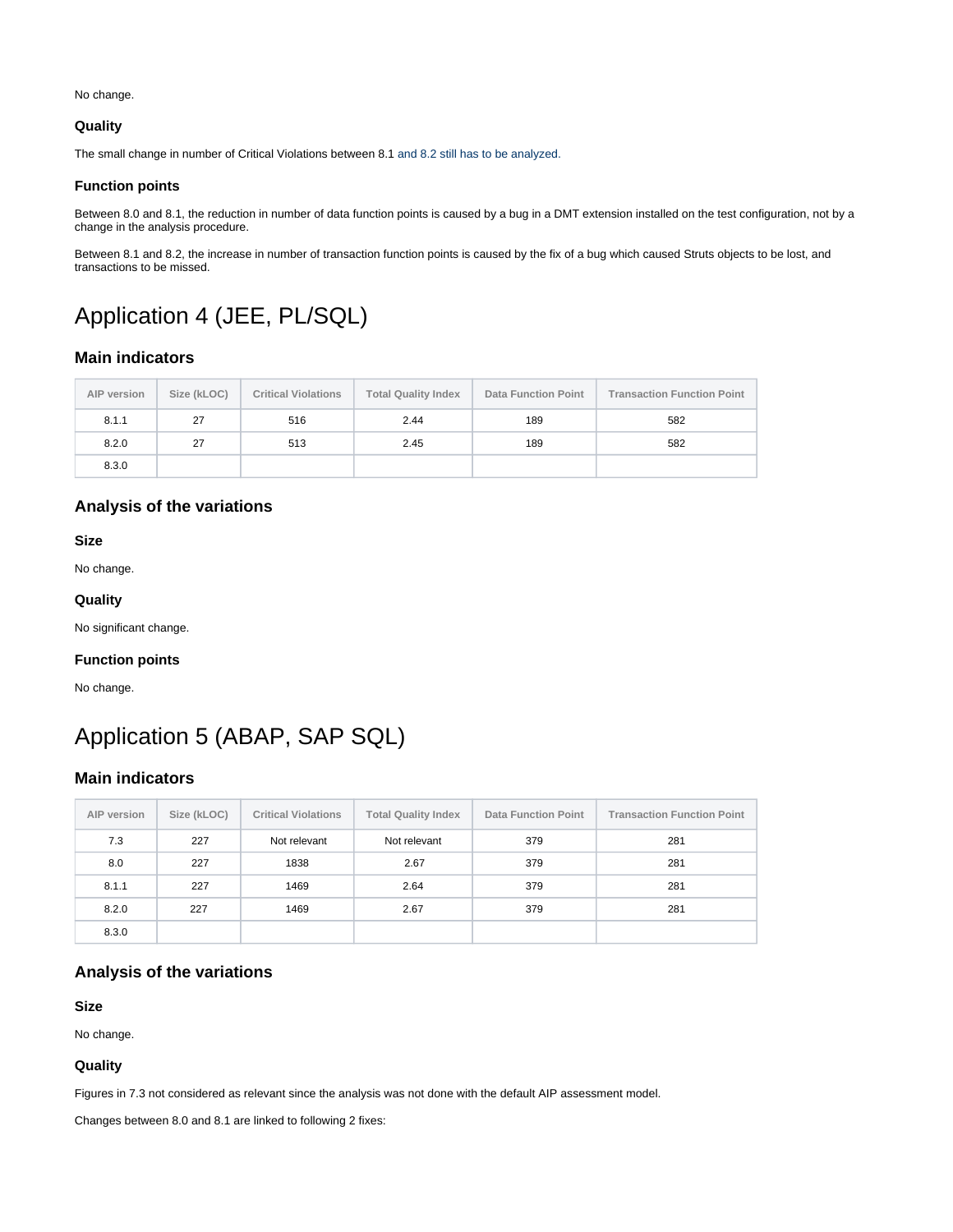No change.

#### Quality

The small change in number of Critical Violations between 8.1 and 8.2 still has to be analyzed.

#### Function points

Between 8.0 and 8.1, the reduction in number of data function points is caused by a bug in a DMT extension installed on the test configuration, not by a change in the analysis procedure.

Between 8.1 and 8.2, the increase in number of transaction function points is caused by the fix of a bug which caused Struts objects to be lost, and transactions to be missed.

# Application 4 (JEE, PL/SQL)

### Main indicators

| AIP version | Size (kLOC) | Critical Violations | Total Quality Index | Data Function Point | Transaction Function Point |
|---|---|---|---|---|---|
| 8.1.1 | 27 | 516 | 2.44 | 189 | 582 |
| 8.2.0 | 27 | 513 | 2.45 | 189 | 582 |
| 8.3.0 | | | | | |

### Analysis of the variations

#### Size

No change.

#### Quality

No significant change.

#### Function points

No change.

# Application 5 (ABAP, SAP SQL)

### Main indicators

| AIP version | Size (kLOC) | Critical Violations | Total Quality Index | Data Function Point | Transaction Function Point |
|---|---|---|---|---|---|
| 7.3 | 227 | Not relevant | Not relevant | 379 | 281 |
| 8.0 | 227 | 1838 | 2.67 | 379 | 281 |
| 8.1.1 | 227 | 1469 | 2.64 | 379 | 281 |
| 8.2.0 | 227 | 1469 | 2.67 | 379 | 281 |
| 8.3.0 | | | | | |

### Analysis of the variations

#### Size

No change.

#### Quality

Figures in 7.3 not considered as relevant since the analysis was not done with the default AIP assessment model.

Changes between 8.0 and 8.1 are linked to following 2 fixes: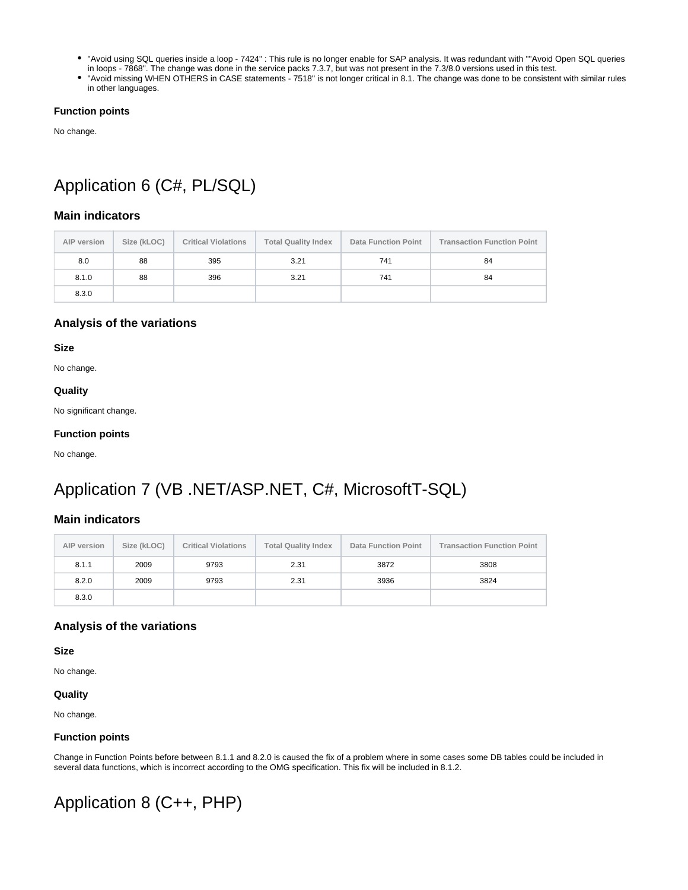- "Avoid using SQL queries inside a loop - 7424" : This rule is no longer enable for SAP analysis. It was redundant with ""Avoid Open SQL queries in loops - 7868". The change was done in the service packs 7.3.7, but was not present in the 7.3/8.0 versions used in this test.
- "Avoid missing WHEN OTHERS in CASE statements - 7518" is not longer critical in 8.1. The change was done to be consistent with similar rules in other languages.

#### Function points

No change.

## Application 6 (C#, PL/SQL)

### Main indicators

| AIP version | Size (kLOC) | Critical Violations | Total Quality Index | Data Function Point | Transaction Function Point |
|---|---|---|---|---|---|
| 8.0 | 88 | 395 | 3.21 | 741 | 84 |
| 8.1.0 | 88 | 396 | 3.21 | 741 | 84 |
| 8.3.0 | | | | | |

### Analysis of the variations

#### Size

No change.

#### Quality

No significant change.

#### Function points

No change.

## Application 7 (VB .NET/ASP.NET, C#, MicrosoftT-SQL)

### Main indicators

| AIP version | Size (kLOC) | Critical Violations | Total Quality Index | Data Function Point | Transaction Function Point |
|---|---|---|---|---|---|
| 8.1.1 | 2009 | 9793 | 2.31 | 3872 | 3808 |
| 8.2.0 | 2009 | 9793 | 2.31 | 3936 | 3824 |
| 8.3.0 | | | | | |

### Analysis of the variations

#### Size

No change.

#### Quality

No change.

#### Function points

Change in Function Points before between 8.1.1 and 8.2.0 is caused the fix of a problem where in some cases some DB tables could be included in several data functions, which is incorrect according to the OMG specification. This fix will be included in 8.1.2.

## Application 8 (C++, PHP)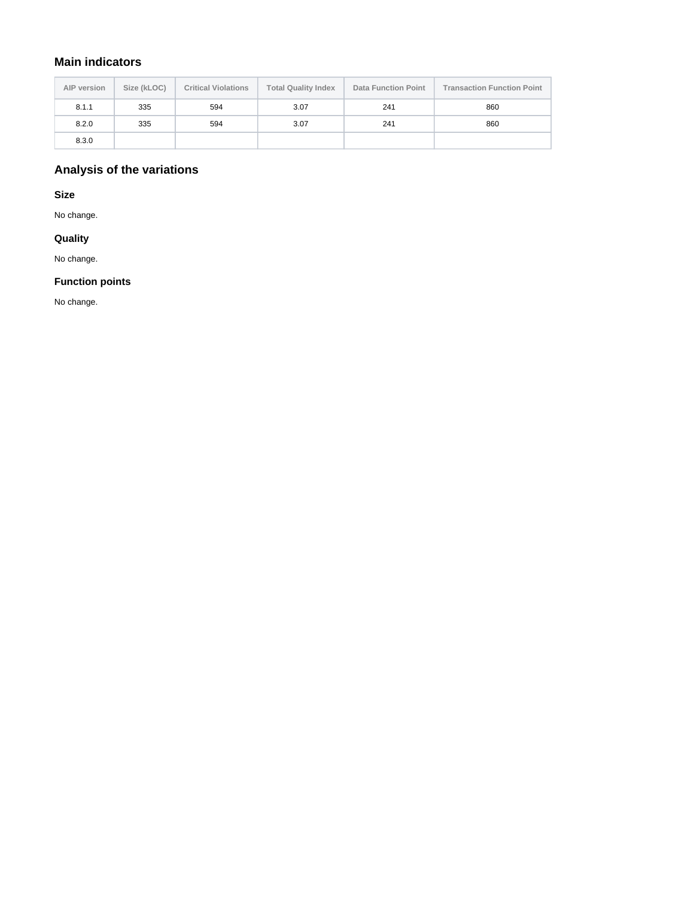## Main indicators

| AIP version | Size (kLOC) | Critical Violations | Total Quality Index | Data Function Point | Transaction Function Point |
|---|---|---|---|---|---|
| 8.1.1 | 335 | 594 | 3.07 | 241 | 860 |
| 8.2.0 | 335 | 594 | 3.07 | 241 | 860 |
| 8.3.0 | | | | | |

## Analysis of the variations

### Size

No change.

### Quality

No change.

### Function points

No change.